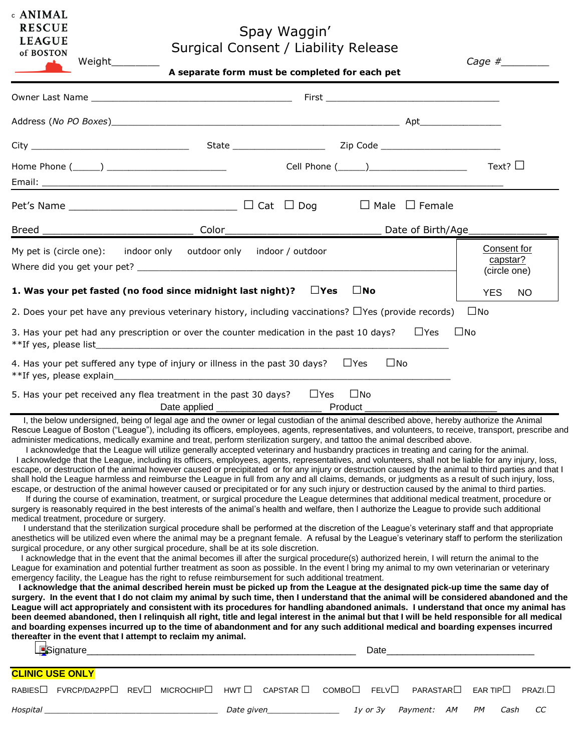ANIMAL RESCUE LEAGUE of BOSTON

# Spay Waggin'
## Surgical Consent / Liability Release

Weight________ *Cage #*________

**A separate form must be completed for each pet**

Owner Last Name ______________________________________ First ________________________________

Address (*No PO Boxes*)______________________________________________________ Apt______________

City ______________________________ State _________________ Zip Code ______________________

Home Phone (_____) ______________________ Cell Phone (_____)__________________ Text? ☐

Email: ______________________________________________________________________________

Pet's Name _____________________________ ☐ Cat ☐ Dog ☐ Male ☐ Female

Breed ___________________________ Color____________________________ Date of Birth/Age_____________

My pet is (circle one): indoor only outdoor only indoor / outdoor

Where did you get your pet? ____________________________________________________________

Consent for capstar? (circle one) YES NO

**1. Was your pet fasted (no food since midnight last night)? ☐Yes ☐No**

2. Does your pet have any previous veterinary history, including vaccinations? ☐Yes (provide records) ☐No

3. Has your pet had any prescription or over the counter medication in the past 10 days? ☐Yes ☐No
**If yes, please list_____________________________________________________________________

4. Has your pet suffered any type of injury or illness in the past 30 days? ☐Yes ☐No
**If yes, please explain__________________________________________________________________

5. Has your pet received any flea treatment in the past 30 days? ☐Yes ☐No
Date applied __________________ Product _______________________

I, the below undersigned, being of legal age and the owner or legal custodian of the animal described above, hereby authorize the Animal Rescue League of Boston ("League"), including its officers, employees, agents, representatives, and volunteers, to receive, transport, prescribe and administer medications, medically examine and treat, perform sterilization surgery, and tattoo the animal described above.

I acknowledge that the League will utilize generally accepted veterinary and husbandry practices in treating and caring for the animal.

I acknowledge that the League, including its officers, employees, agents, representatives, and volunteers, shall not be liable for any injury, loss, escape, or destruction of the animal however caused or precipitated or for any injury or destruction caused by the animal to third parties and that I shall hold the League harmless and reimburse the League in full from any and all claims, demands, or judgments as a result of such injury, loss, escape, or destruction of the animal however caused or precipitated or for any such injury or destruction caused by the animal to third parties.

If during the course of examination, treatment, or surgical procedure the League determines that additional medical treatment, procedure or surgery is reasonably required in the best interests of the animal's health and welfare, then I authorize the League to provide such additional medical treatment, procedure or surgery.

I understand that the sterilization surgical procedure shall be performed at the discretion of the League's veterinary staff and that appropriate anesthetics will be utilized even where the animal may be a pregnant female. A refusal by the League's veterinary staff to perform the sterilization surgical procedure, or any other surgical procedure, shall be at its sole discretion.

I acknowledge that in the event that the animal becomes ill after the surgical procedure(s) authorized herein, I will return the animal to the League for examination and potential further treatment as soon as possible. In the event I bring my animal to my own veterinarian or veterinary emergency facility, the League has the right to refuse reimbursement for such additional treatment.

**I acknowledge that the animal described herein must be picked up from the League at the designated pick-up time the same day of surgery. In the event that I do not claim my animal by such time, then I understand that the animal will be considered abandoned and the League will act appropriately and consistent with its procedures for handling abandoned animals. I understand that once my animal has been deemed abandoned, then I relinquish all right, title and legal interest in the animal but that I will be held responsible for all medical and boarding expenses incurred up to the time of abandonment and for any such additional medical and boarding expenses incurred thereafter in the event that I attempt to reclaim my animal.**

Signature_____________________________________________ Date___________________________

**CLINIC USE ONLY**

RABIES☐ FVRCP/DA2PP☐ REV☐ MICROCHIP☐ HWT ☐ CAPSTAR ☐ COMBO☐ FELV☐ PARASTAR☐ EAR TIP☐ PRAZI.☐

*Hospital* ___________________________________ *Date given*_______________ *1y or 3y* *Payment:* *AM* *PM* *Cash* *CC*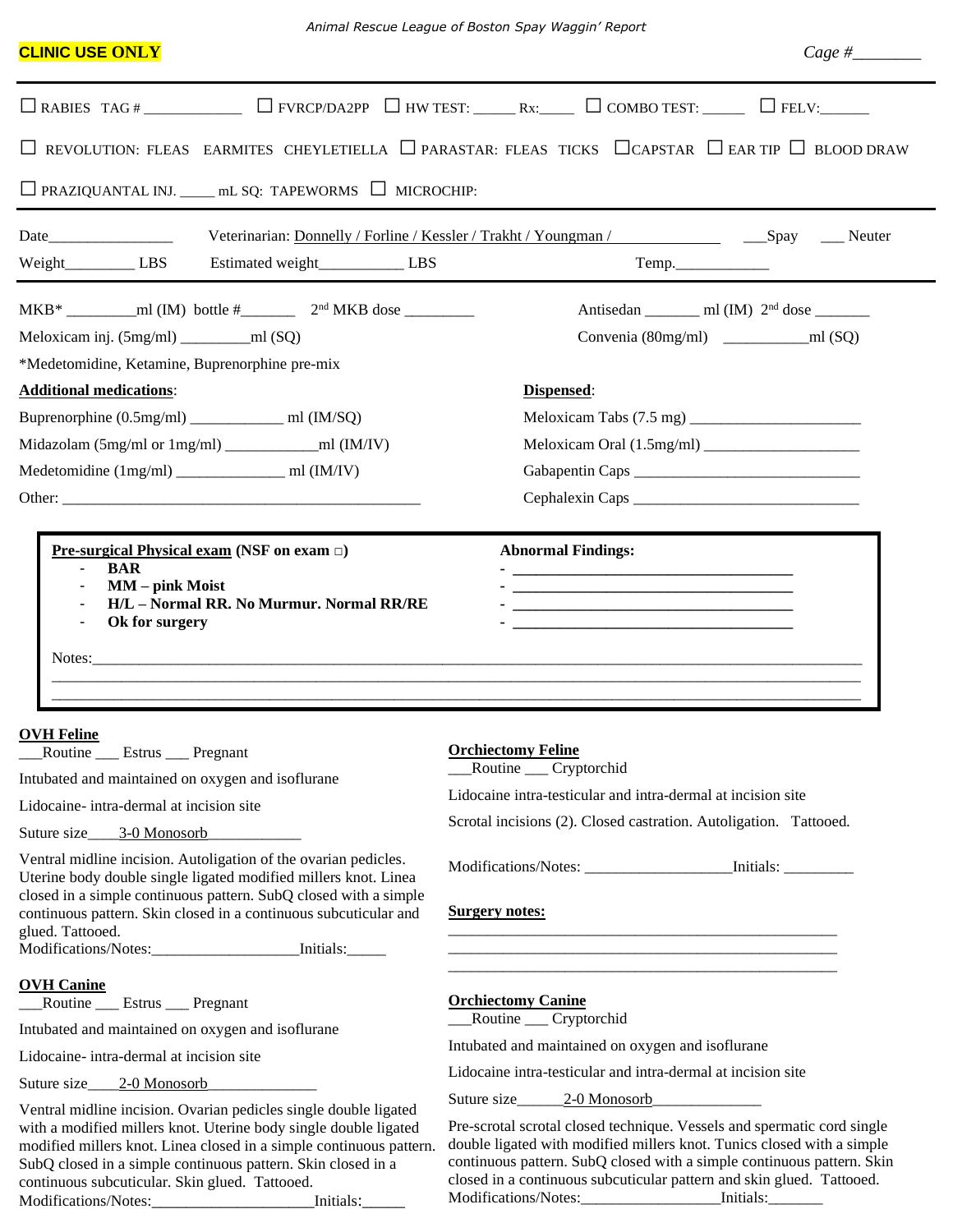*Animal Rescue League of Boston Spay Waggin' Report*

**CLINIC USE ONLY**

*Cage #________*

☐ RABIES TAG # _____________ ☐ FVRCP/DA2PP ☐ HW TEST: ______ Rx:_____ ☐ COMBO TEST: ______ ☐ FELV:_______

☐ REVOLUTION: FLEAS EARMITES CHEYLETIELLA ☐ PARASTAR: FLEAS TICKS ☐CAPSTAR ☐ EAR TIP ☐ BLOOD DRAW

☐ PRAZIQUANTAL INJ. _____ mL SQ: TAPEWORMS ☐ MICROCHIP:

---

Date________________ Veterinarian: Donnelly / Forline / Kessler / Trakht / Youngman / _____________ ___Spay ___ Neuter

Weight_________ LBS Estimated weight___________ LBS Temp.____________

---

MKB* _________ml (IM) bottle #_______ 2nd MKB dose _________

Antisedan _______ ml (IM) 2nd dose _______

Meloxicam inj. (5mg/ml) _________ml (SQ)

Convenia (80mg/ml) ___________ml (SQ)

*Medetomidine, Ketamine, Buprenorphine pre-mix

**Additional medications**:

Buprenorphine (0.5mg/ml) ____________ ml (IM/SQ)

Midazolam (5mg/ml or 1mg/ml) ____________ml (IM/IV)

Medetomidine (1mg/ml) ______________ ml (IM/IV)

Other: ______________________________________________

**Dispensed**:

Meloxicam Tabs (7.5 mg) ______________________

Meloxicam Oral (1.5mg/ml) ____________________

Gabapentin Caps ______________________________

Cephalexin Caps ______________________________

**Pre-surgical Physical exam (NSF on exam □)**

- **BAR**
- **MM – pink Moist**
- **H/L – Normal RR. No Murmur. Normal RR/RE**
- **Ok for surgery**

**Abnormal Findings:**

- ______________________________________
- ______________________________________
- ______________________________________
- ______________________________________

Notes:____________________________________________________________________________________________

___________________________________________________________________________________________________

___________________________________________________________________________________________________

## OVH Feline

___Routine ___ Estrus ___ Pregnant

Intubated and maintained on oxygen and isoflurane

Lidocaine- intra-dermal at incision site

Suture size____3-0 Monosorb____________

Ventral midline incision. Autoligation of the ovarian pedicles. Uterine body double single ligated modified millers knot. Linea closed in a simple continuous pattern. SubQ closed with a simple continuous pattern. Skin closed in a continuous subcuticular and glued. Tattooed.

Modifications/Notes:__________________Initials:_____

## OVH Canine

___Routine ___ Estrus ___ Pregnant

Intubated and maintained on oxygen and isoflurane

Lidocaine- intra-dermal at incision site

Suture size____2-0 Monosorb______________

Ventral midline incision. Ovarian pedicles single double ligated with a modified millers knot. Uterine body single double ligated modified millers knot. Linea closed in a simple continuous pattern. SubQ closed in a simple continuous pattern. Skin closed in a continuous subcuticular. Skin glued. Tattooed.

Modifications/Notes:____________________Initials:______

## Orchiectomy Feline

___Routine ___ Cryptorchid

Lidocaine intra-testicular and intra-dermal at incision site

Scrotal incisions (2). Closed castration. Autoligation. Tattooed.

Modifications/Notes: __________________Initials: _________

**Surgery notes:**

__________________________________________________

__________________________________________________

__________________________________________________

## Orchiectomy Canine

___Routine ___ Cryptorchid

Intubated and maintained on oxygen and isoflurane

Lidocaine intra-testicular and intra-dermal at incision site

Suture size______2-0 Monosorb______________

Pre-scrotal scrotal closed technique. Vessels and spermatic cord single double ligated with modified millers knot. Tunics closed with a simple continuous pattern. SubQ closed with a simple continuous pattern. Skin closed in a continuous subcuticular pattern and skin glued. Tattooed.

Modifications/Notes:_________________Initials:_______